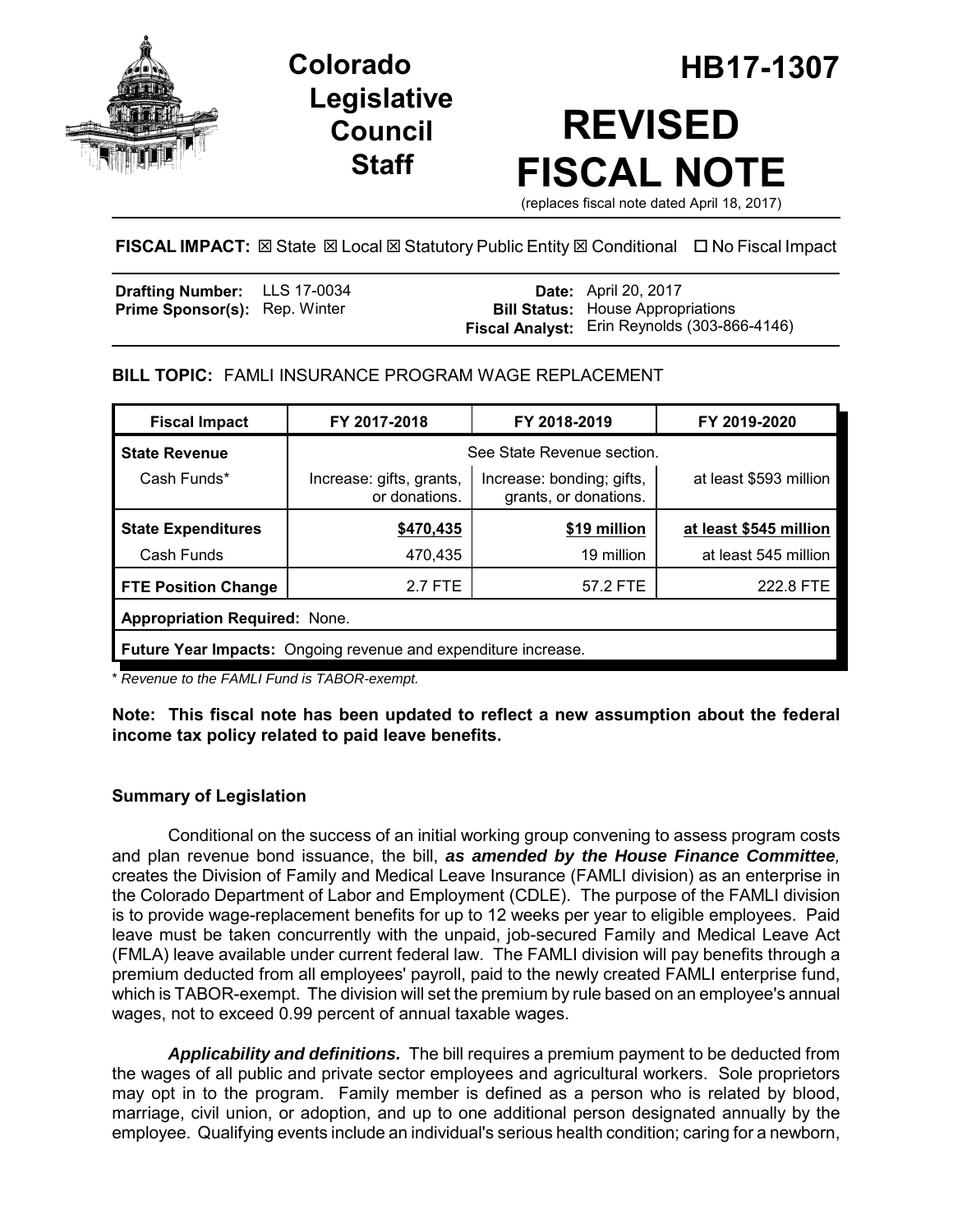# Colorado Legislative Council Staff

# HB17-1307

# REVISED FISCAL NOTE

(replaces fiscal note dated April 18, 2017)

**FISCAL IMPACT:** ☒ State ☒ Local ☒ Statutory Public Entity ☒ Conditional ☐ No Fiscal Impact

| | | | |
|---|---|---|---|
| **Drafting Number:** | LLS 17-0034 | **Date:** | April 20, 2017 |
| **Prime Sponsor(s):** | Rep. Winter | **Bill Status:** | House Appropriations |
| | | **Fiscal Analyst:** | Erin Reynolds (303-866-4146) |

**BILL TOPIC:** FAMLI INSURANCE PROGRAM WAGE REPLACEMENT

| Fiscal Impact | FY 2017-2018 | FY 2018-2019 | FY 2019-2020 |
|---|---|---|---|
| **State Revenue** | See State Revenue section. | | |
| Cash Funds* | Increase: gifts, grants, or donations. | Increase: bonding; gifts, grants, or donations. | at least $593 million |
| **State Expenditures** | **$470,435** | **$19 million** | **at least $545 million** |
| Cash Funds | 470,435 | 19 million | at least 545 million |
| **FTE Position Change** | 2.7 FTE | 57.2 FTE | 222.8 FTE |
| **Appropriation Required:** None. | | | |
| **Future Year Impacts:** Ongoing revenue and expenditure increase. | | | |

*\* Revenue to the FAMLI Fund is TABOR-exempt.*

**Note: This fiscal note has been updated to reflect a new assumption about the federal income tax policy related to paid leave benefits.**

## Summary of Legislation

Conditional on the success of an initial working group convening to assess program costs and plan revenue bond issuance, the bill, ***as amended by the House Finance Committee,*** creates the Division of Family and Medical Leave Insurance (FAMLI division) as an enterprise in the Colorado Department of Labor and Employment (CDLE). The purpose of the FAMLI division is to provide wage-replacement benefits for up to 12 weeks per year to eligible employees. Paid leave must be taken concurrently with the unpaid, job-secured Family and Medical Leave Act (FMLA) leave available under current federal law. The FAMLI division will pay benefits through a premium deducted from all employees' payroll, paid to the newly created FAMLI enterprise fund, which is TABOR-exempt. The division will set the premium by rule based on an employee's annual wages, not to exceed 0.99 percent of annual taxable wages.

***Applicability and definitions.*** The bill requires a premium payment to be deducted from the wages of all public and private sector employees and agricultural workers. Sole proprietors may opt in to the program. Family member is defined as a person who is related by blood, marriage, civil union, or adoption, and up to one additional person designated annually by the employee. Qualifying events include an individual's serious health condition; caring for a newborn,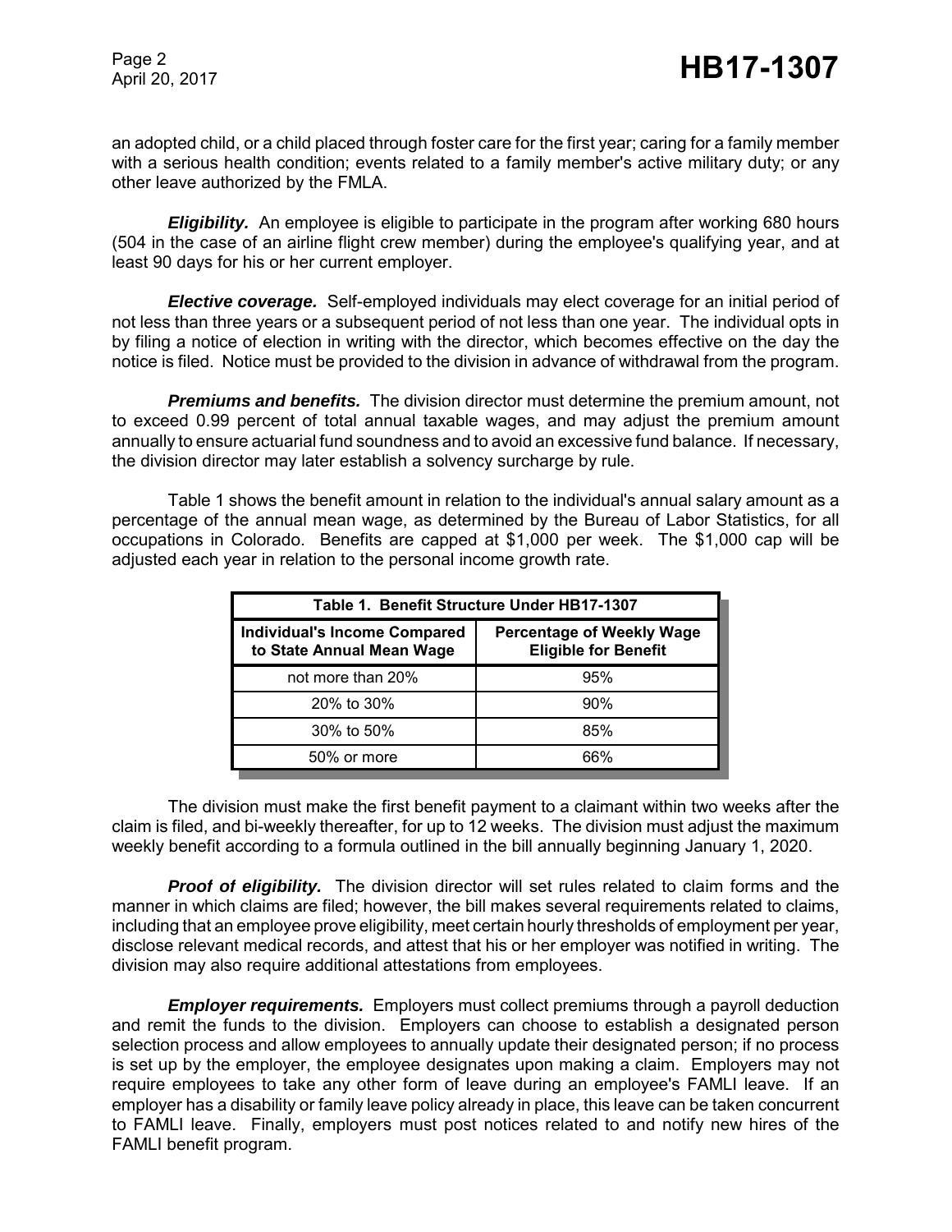an adopted child, or a child placed through foster care for the first year; caring for a family member with a serious health condition; events related to a family member's active military duty; or any other leave authorized by the FMLA.

***Eligibility.*** An employee is eligible to participate in the program after working 680 hours (504 in the case of an airline flight crew member) during the employee's qualifying year, and at least 90 days for his or her current employer.

***Elective coverage.*** Self-employed individuals may elect coverage for an initial period of not less than three years or a subsequent period of not less than one year. The individual opts in by filing a notice of election in writing with the director, which becomes effective on the day the notice is filed. Notice must be provided to the division in advance of withdrawal from the program.

***Premiums and benefits.*** The division director must determine the premium amount, not to exceed 0.99 percent of total annual taxable wages, and may adjust the premium amount annually to ensure actuarial fund soundness and to avoid an excessive fund balance. If necessary, the division director may later establish a solvency surcharge by rule.

Table 1 shows the benefit amount in relation to the individual's annual salary amount as a percentage of the annual mean wage, as determined by the Bureau of Labor Statistics, for all occupations in Colorado. Benefits are capped at $1,000 per week. The $1,000 cap will be adjusted each year in relation to the personal income growth rate.

**Table 1. Benefit Structure Under HB17-1307**

| Individual's Income Compared to State Annual Mean Wage | Percentage of Weekly Wage Eligible for Benefit |
|---|---|
| not more than 20% | 95% |
| 20% to 30% | 90% |
| 30% to 50% | 85% |
| 50% or more | 66% |

The division must make the first benefit payment to a claimant within two weeks after the claim is filed, and bi-weekly thereafter, for up to 12 weeks. The division must adjust the maximum weekly benefit according to a formula outlined in the bill annually beginning January 1, 2020.

***Proof of eligibility.*** The division director will set rules related to claim forms and the manner in which claims are filed; however, the bill makes several requirements related to claims, including that an employee prove eligibility, meet certain hourly thresholds of employment per year, disclose relevant medical records, and attest that his or her employer was notified in writing. The division may also require additional attestations from employees.

***Employer requirements.*** Employers must collect premiums through a payroll deduction and remit the funds to the division. Employers can choose to establish a designated person selection process and allow employees to annually update their designated person; if no process is set up by the employer, the employee designates upon making a claim. Employers may not require employees to take any other form of leave during an employee's FAMLI leave. If an employer has a disability or family leave policy already in place, this leave can be taken concurrent to FAMLI leave. Finally, employers must post notices related to and notify new hires of the FAMLI benefit program.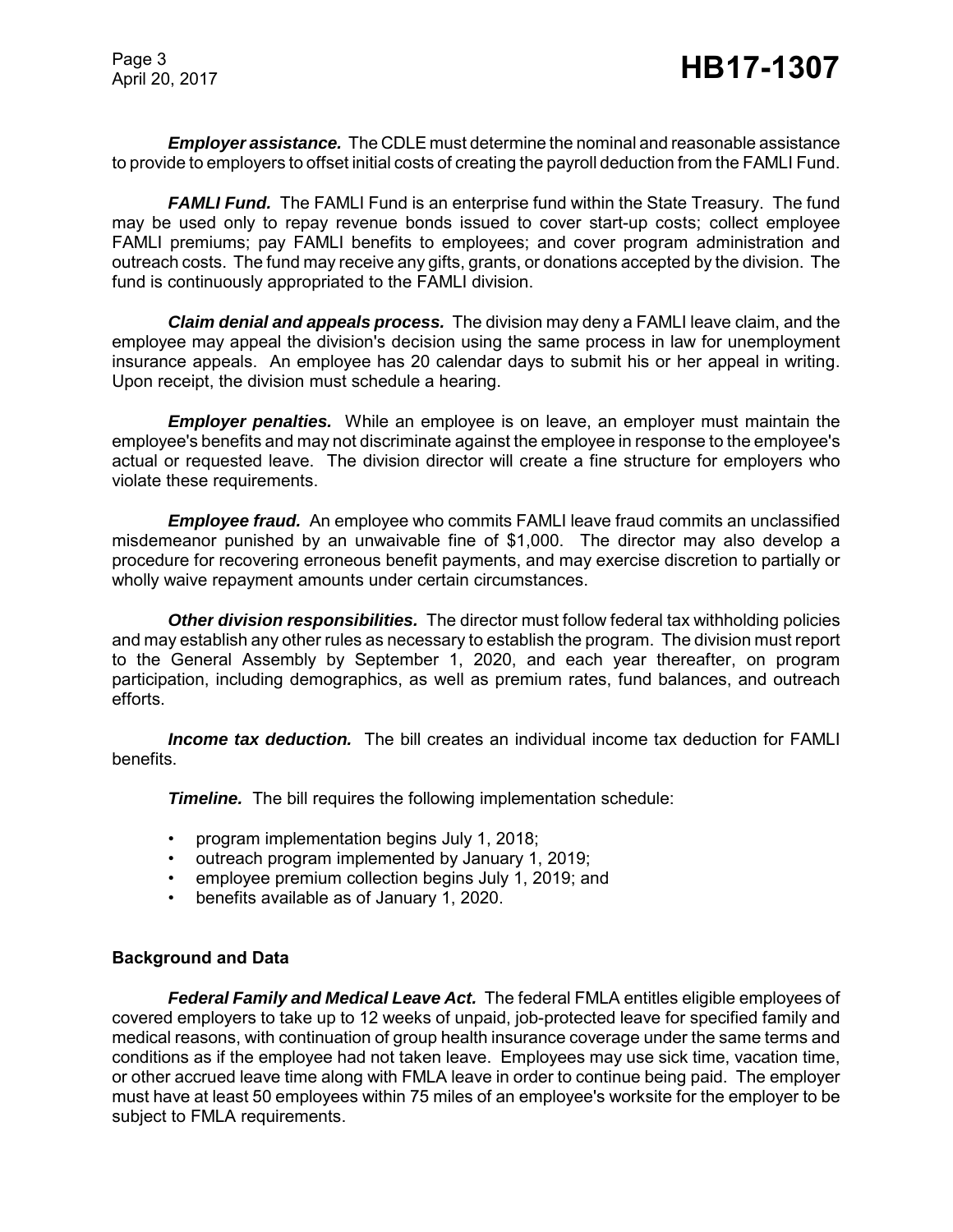***Employer assistance.*** The CDLE must determine the nominal and reasonable assistance to provide to employers to offset initial costs of creating the payroll deduction from the FAMLI Fund.

***FAMLI Fund.*** The FAMLI Fund is an enterprise fund within the State Treasury. The fund may be used only to repay revenue bonds issued to cover start-up costs; collect employee FAMLI premiums; pay FAMLI benefits to employees; and cover program administration and outreach costs. The fund may receive any gifts, grants, or donations accepted by the division. The fund is continuously appropriated to the FAMLI division.

***Claim denial and appeals process.*** The division may deny a FAMLI leave claim, and the employee may appeal the division's decision using the same process in law for unemployment insurance appeals. An employee has 20 calendar days to submit his or her appeal in writing. Upon receipt, the division must schedule a hearing.

***Employer penalties.*** While an employee is on leave, an employer must maintain the employee's benefits and may not discriminate against the employee in response to the employee's actual or requested leave. The division director will create a fine structure for employers who violate these requirements.

***Employee fraud.*** An employee who commits FAMLI leave fraud commits an unclassified misdemeanor punished by an unwaivable fine of $1,000. The director may also develop a procedure for recovering erroneous benefit payments, and may exercise discretion to partially or wholly waive repayment amounts under certain circumstances.

***Other division responsibilities.*** The director must follow federal tax withholding policies and may establish any other rules as necessary to establish the program. The division must report to the General Assembly by September 1, 2020, and each year thereafter, on program participation, including demographics, as well as premium rates, fund balances, and outreach efforts.

***Income tax deduction.*** The bill creates an individual income tax deduction for FAMLI benefits.

***Timeline.*** The bill requires the following implementation schedule:

- program implementation begins July 1, 2018;
- outreach program implemented by January 1, 2019;
- employee premium collection begins July 1, 2019; and
- benefits available as of January 1, 2020.

**Background and Data**

***Federal Family and Medical Leave Act.*** The federal FMLA entitles eligible employees of covered employers to take up to 12 weeks of unpaid, job-protected leave for specified family and medical reasons, with continuation of group health insurance coverage under the same terms and conditions as if the employee had not taken leave. Employees may use sick time, vacation time, or other accrued leave time along with FMLA leave in order to continue being paid. The employer must have at least 50 employees within 75 miles of an employee's worksite for the employer to be subject to FMLA requirements.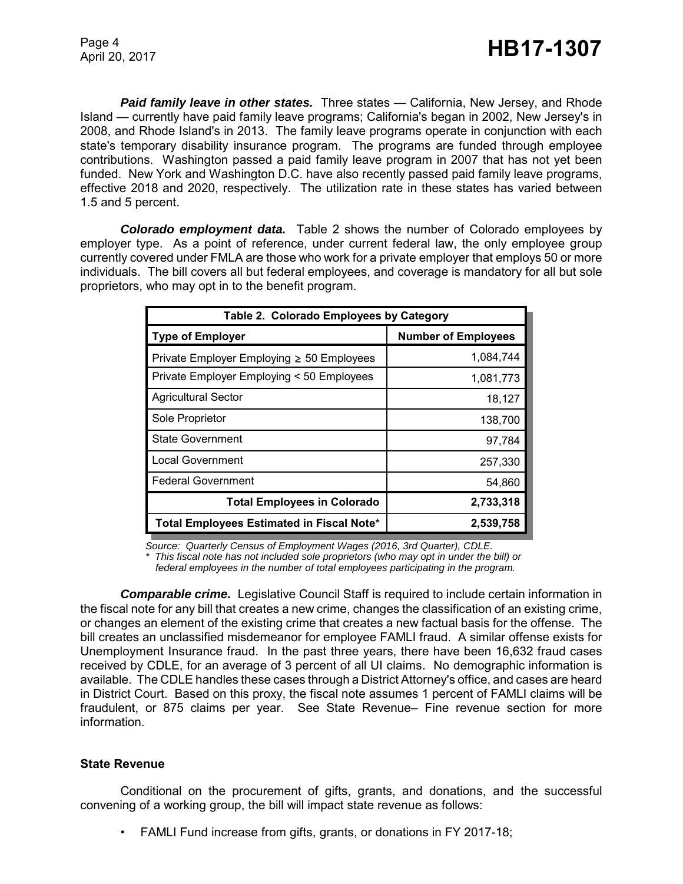***Paid family leave in other states.*** Three states — California, New Jersey, and Rhode Island — currently have paid family leave programs; California's began in 2002, New Jersey's in 2008, and Rhode Island's in 2013. The family leave programs operate in conjunction with each state's temporary disability insurance program. The programs are funded through employee contributions. Washington passed a paid family leave program in 2007 that has not yet been funded. New York and Washington D.C. have also recently passed paid family leave programs, effective 2018 and 2020, respectively. The utilization rate in these states has varied between 1.5 and 5 percent.

***Colorado employment data.*** Table 2 shows the number of Colorado employees by employer type. As a point of reference, under current federal law, the only employee group currently covered under FMLA are those who work for a private employer that employs 50 or more individuals. The bill covers all but federal employees, and coverage is mandatory for all but sole proprietors, who may opt in to the benefit program.

**Table 2. Colorado Employees by Category**

| Type of Employer | Number of Employees |
|---|---|
| Private Employer Employing ≥ 50 Employees | 1,084,744 |
| Private Employer Employing < 50 Employees | 1,081,773 |
| Agricultural Sector | 18,127 |
| Sole Proprietor | 138,700 |
| State Government | 97,784 |
| Local Government | 257,330 |
| Federal Government | 54,860 |
| **Total Employees in Colorado** | **2,733,318** |
| **Total Employees Estimated in Fiscal Note*** | **2,539,758** |

*Source: Quarterly Census of Employment Wages (2016, 3rd Quarter), CDLE.*
*\* This fiscal note has not included sole proprietors (who may opt in under the bill) or federal employees in the number of total employees participating in the program.*

***Comparable crime.*** Legislative Council Staff is required to include certain information in the fiscal note for any bill that creates a new crime, changes the classification of an existing crime, or changes an element of the existing crime that creates a new factual basis for the offense. The bill creates an unclassified misdemeanor for employee FAMLI fraud. A similar offense exists for Unemployment Insurance fraud. In the past three years, there have been 16,632 fraud cases received by CDLE, for an average of 3 percent of all UI claims. No demographic information is available. The CDLE handles these cases through a District Attorney's office, and cases are heard in District Court. Based on this proxy, the fiscal note assumes 1 percent of FAMLI claims will be fraudulent, or 875 claims per year. See State Revenue– Fine revenue section for more information.

### State Revenue

Conditional on the procurement of gifts, grants, and donations, and the successful convening of a working group, the bill will impact state revenue as follows:

- FAMLI Fund increase from gifts, grants, or donations in FY 2017-18;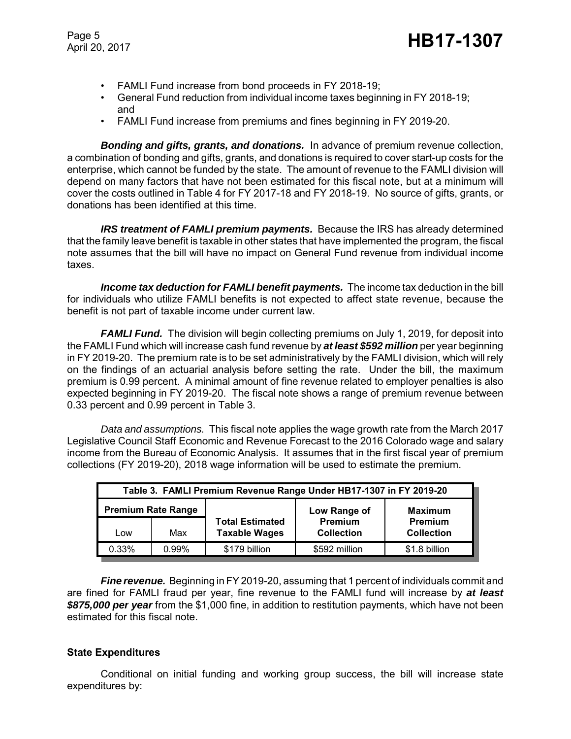- FAMLI Fund increase from bond proceeds in FY 2018-19;
- General Fund reduction from individual income taxes beginning in FY 2018-19; and
- FAMLI Fund increase from premiums and fines beginning in FY 2019-20.

***Bonding and gifts, grants, and donations.*** In advance of premium revenue collection, a combination of bonding and gifts, grants, and donations is required to cover start-up costs for the enterprise, which cannot be funded by the state. The amount of revenue to the FAMLI division will depend on many factors that have not been estimated for this fiscal note, but at a minimum will cover the costs outlined in Table 4 for FY 2017-18 and FY 2018-19. No source of gifts, grants, or donations has been identified at this time.

***IRS treatment of FAMLI premium payments.*** Because the IRS has already determined that the family leave benefit is taxable in other states that have implemented the program, the fiscal note assumes that the bill will have no impact on General Fund revenue from individual income taxes.

***Income tax deduction for FAMLI benefit payments.*** The income tax deduction in the bill for individuals who utilize FAMLI benefits is not expected to affect state revenue, because the benefit is not part of taxable income under current law.

***FAMLI Fund.*** The division will begin collecting premiums on July 1, 2019, for deposit into the FAMLI Fund which will increase cash fund revenue by ***at least $592 million*** per year beginning in FY 2019-20. The premium rate is to be set administratively by the FAMLI division, which will rely on the findings of an actuarial analysis before setting the rate. Under the bill, the maximum premium is 0.99 percent. A minimal amount of fine revenue related to employer penalties is also expected beginning in FY 2019-20. The fiscal note shows a range of premium revenue between 0.33 percent and 0.99 percent in Table 3.

*Data and assumptions.* This fiscal note applies the wage growth rate from the March 2017 Legislative Council Staff Economic and Revenue Forecast to the 2016 Colorado wage and salary income from the Bureau of Economic Analysis. It assumes that in the first fiscal year of premium collections (FY 2019-20), 2018 wage information will be used to estimate the premium.

**Table 3. FAMLI Premium Revenue Range Under HB17-1307 in FY 2019-20**

| Premium Rate Range | | Total Estimated Taxable Wages | Low Range of Premium Collection | Maximum Premium Collection |
|---|---|---|---|---|
| Low | Max | | | |
| 0.33% | 0.99% | $179 billion | $592 million | $1.8 billion |

***Fine revenue.*** Beginning in FY 2019-20, assuming that 1 percent of individuals commit and are fined for FAMLI fraud per year, fine revenue to the FAMLI fund will increase by ***at least $875,000 per year*** from the $1,000 fine, in addition to restitution payments, which have not been estimated for this fiscal note.

### State Expenditures

Conditional on initial funding and working group success, the bill will increase state expenditures by: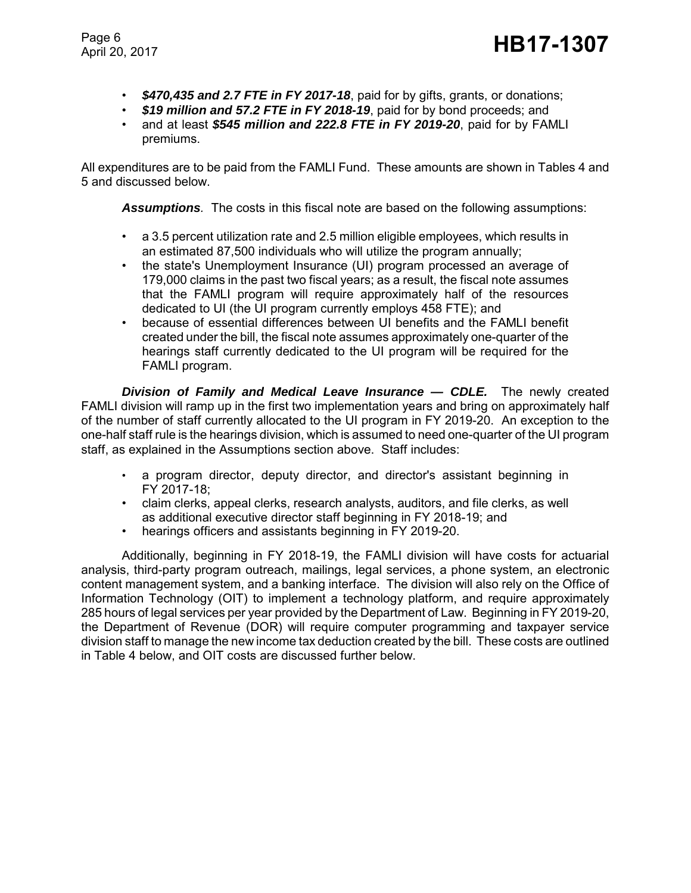- ***$470,435 and 2.7 FTE in FY 2017-18***, paid for by gifts, grants, or donations;
- ***$19 million and 57.2 FTE in FY 2018-19***, paid for by bond proceeds; and
- and at least ***$545 million and 222.8 FTE in FY 2019-20***, paid for by FAMLI premiums.

All expenditures are to be paid from the FAMLI Fund. These amounts are shown in Tables 4 and 5 and discussed below.

***Assumptions****.* The costs in this fiscal note are based on the following assumptions:

- a 3.5 percent utilization rate and 2.5 million eligible employees, which results in an estimated 87,500 individuals who will utilize the program annually;
- the state's Unemployment Insurance (UI) program processed an average of 179,000 claims in the past two fiscal years; as a result, the fiscal note assumes that the FAMLI program will require approximately half of the resources dedicated to UI (the UI program currently employs 458 FTE); and
- because of essential differences between UI benefits and the FAMLI benefit created under the bill, the fiscal note assumes approximately one-quarter of the hearings staff currently dedicated to the UI program will be required for the FAMLI program.

***Division of Family and Medical Leave Insurance — CDLE.*** The newly created FAMLI division will ramp up in the first two implementation years and bring on approximately half of the number of staff currently allocated to the UI program in FY 2019-20. An exception to the one-half staff rule is the hearings division, which is assumed to need one-quarter of the UI program staff, as explained in the Assumptions section above. Staff includes:

- a program director, deputy director, and director's assistant beginning in FY 2017-18;
- claim clerks, appeal clerks, research analysts, auditors, and file clerks, as well as additional executive director staff beginning in FY 2018-19; and
- hearings officers and assistants beginning in FY 2019-20.

Additionally, beginning in FY 2018-19, the FAMLI division will have costs for actuarial analysis, third-party program outreach, mailings, legal services, a phone system, an electronic content management system, and a banking interface. The division will also rely on the Office of Information Technology (OIT) to implement a technology platform, and require approximately 285 hours of legal services per year provided by the Department of Law. Beginning in FY 2019-20, the Department of Revenue (DOR) will require computer programming and taxpayer service division staff to manage the new income tax deduction created by the bill. These costs are outlined in Table 4 below, and OIT costs are discussed further below.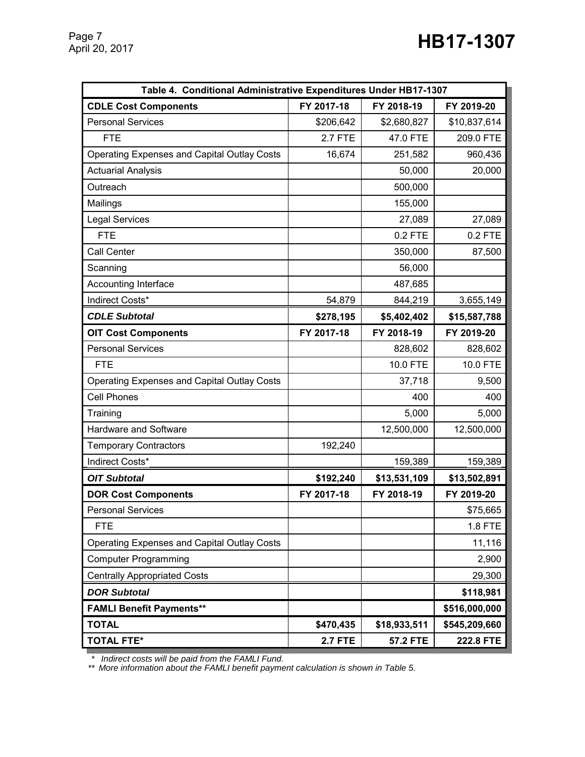| Table 4. Conditional Administrative Expenditures Under HB17-1307 | | | |
|---|---|---|---|
| **CDLE Cost Components** | **FY 2017-18** | **FY 2018-19** | **FY 2019-20** |
| Personal Services | $206,642 | $2,680,827 | $10,837,614 |
| FTE | 2.7 FTE | 47.0 FTE | 209.0 FTE |
| Operating Expenses and Capital Outlay Costs | 16,674 | 251,582 | 960,436 |
| Actuarial Analysis | | 50,000 | 20,000 |
| Outreach | | 500,000 | |
| Mailings | | 155,000 | |
| Legal Services | | 27,089 | 27,089 |
| FTE | | 0.2 FTE | 0.2 FTE |
| Call Center | | 350,000 | 87,500 |
| Scanning | | 56,000 | |
| Accounting Interface | | 487,685 | |
| Indirect Costs* | 54,879 | 844,219 | 3,655,149 |
| ***CDLE Subtotal*** | **$278,195** | **$5,402,402** | **$15,587,788** |
| **OIT Cost Components** | **FY 2017-18** | **FY 2018-19** | **FY 2019-20** |
| Personal Services | | 828,602 | 828,602 |
| FTE | | 10.0 FTE | 10.0 FTE |
| Operating Expenses and Capital Outlay Costs | | 37,718 | 9,500 |
| Cell Phones | | 400 | 400 |
| Training | | 5,000 | 5,000 |
| Hardware and Software | | 12,500,000 | 12,500,000 |
| Temporary Contractors | 192,240 | | |
| Indirect Costs* | | 159,389 | 159,389 |
| ***OIT Subtotal*** | **$192,240** | **$13,531,109** | **$13,502,891** |
| **DOR Cost Components** | **FY 2017-18** | **FY 2018-19** | **FY 2019-20** |
| Personal Services | | | $75,665 |
| FTE | | | 1.8 FTE |
| Operating Expenses and Capital Outlay Costs | | | 11,116 |
| Computer Programming | | | 2,900 |
| Centrally Appropriated Costs | | | 29,300 |
| ***DOR Subtotal*** | | | **$118,981** |
| **FAMLI Benefit Payments**** | | | **$516,000,000** |
| **TOTAL** | **$470,435** | **$18,933,511** | **$545,209,660** |
| **TOTAL FTE*** | **2.7 FTE** | **57.2 FTE** | **222.8 FTE** |

*\* Indirect costs will be paid from the FAMLI Fund.*

*\*\* More information about the FAMLI benefit payment calculation is shown in Table 5.*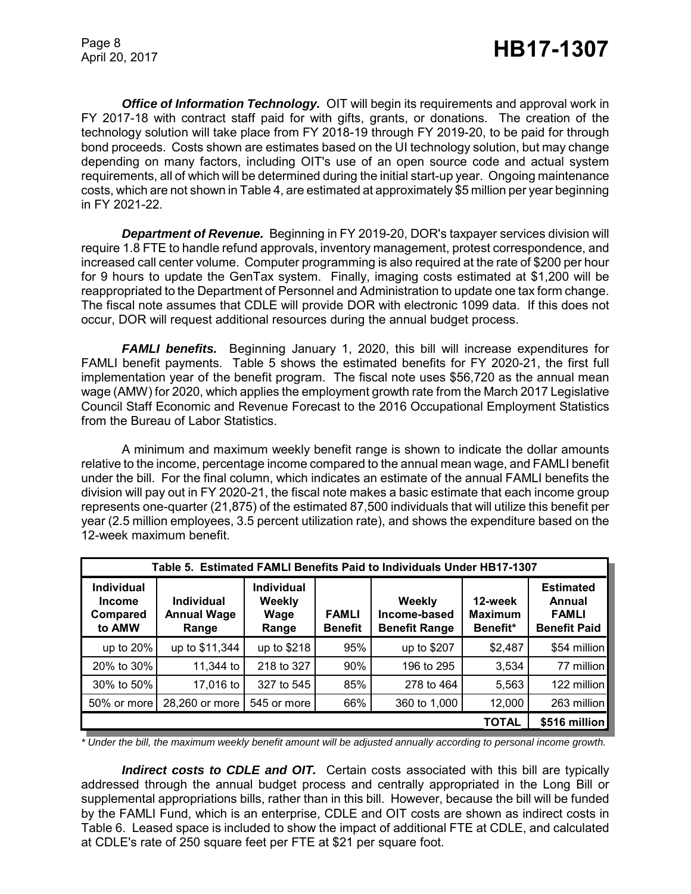***Office of Information Technology.*** OIT will begin its requirements and approval work in FY 2017-18 with contract staff paid for with gifts, grants, or donations. The creation of the technology solution will take place from FY 2018-19 through FY 2019-20, to be paid for through bond proceeds. Costs shown are estimates based on the UI technology solution, but may change depending on many factors, including OIT's use of an open source code and actual system requirements, all of which will be determined during the initial start-up year. Ongoing maintenance costs, which are not shown in Table 4, are estimated at approximately $5 million per year beginning in FY 2021-22.

***Department of Revenue.*** Beginning in FY 2019-20, DOR's taxpayer services division will require 1.8 FTE to handle refund approvals, inventory management, protest correspondence, and increased call center volume. Computer programming is also required at the rate of $200 per hour for 9 hours to update the GenTax system. Finally, imaging costs estimated at $1,200 will be reappropriated to the Department of Personnel and Administration to update one tax form change. The fiscal note assumes that CDLE will provide DOR with electronic 1099 data. If this does not occur, DOR will request additional resources during the annual budget process.

***FAMLI benefits.*** Beginning January 1, 2020, this bill will increase expenditures for FAMLI benefit payments. Table 5 shows the estimated benefits for FY 2020-21, the first full implementation year of the benefit program. The fiscal note uses $56,720 as the annual mean wage (AMW) for 2020, which applies the employment growth rate from the March 2017 Legislative Council Staff Economic and Revenue Forecast to the 2016 Occupational Employment Statistics from the Bureau of Labor Statistics.

A minimum and maximum weekly benefit range is shown to indicate the dollar amounts relative to the income, percentage income compared to the annual mean wage, and FAMLI benefit under the bill. For the final column, which indicates an estimate of the annual FAMLI benefits the division will pay out in FY 2020-21, the fiscal note makes a basic estimate that each income group represents one-quarter (21,875) of the estimated 87,500 individuals that will utilize this benefit per year (2.5 million employees, 3.5 percent utilization rate), and shows the expenditure based on the 12-week maximum benefit.

**Table 5. Estimated FAMLI Benefits Paid to Individuals Under HB17-1307**

| Individual Income Compared to AMW | Individual Annual Wage Range | Individual Weekly Wage Range | FAMLI Benefit | Weekly Income-based Benefit Range | 12-week Maximum Benefit* | Estimated Annual FAMLI Benefit Paid |
|---|---|---|---|---|---|---|
| up to 20% | up to $11,344 | up to $218 | 95% | up to $207 | $2,487 | $54 million |
| 20% to 30% | 11,344 to | 218 to 327 | 90% | 196 to 295 | 3,534 | 77 million |
| 30% to 50% | 17,016 to | 327 to 545 | 85% | 278 to 464 | 5,563 | 122 million |
| 50% or more | 28,260 or more | 545 or more | 66% | 360 to 1,000 | 12,000 | 263 million |
| | | | | | **TOTAL** | **$516 million** |

*\* Under the bill, the maximum weekly benefit amount will be adjusted annually according to personal income growth.*

***Indirect costs to CDLE and OIT.*** Certain costs associated with this bill are typically addressed through the annual budget process and centrally appropriated in the Long Bill or supplemental appropriations bills, rather than in this bill. However, because the bill will be funded by the FAMLI Fund, which is an enterprise, CDLE and OIT costs are shown as indirect costs in Table 6. Leased space is included to show the impact of additional FTE at CDLE, and calculated at CDLE's rate of 250 square feet per FTE at $21 per square foot.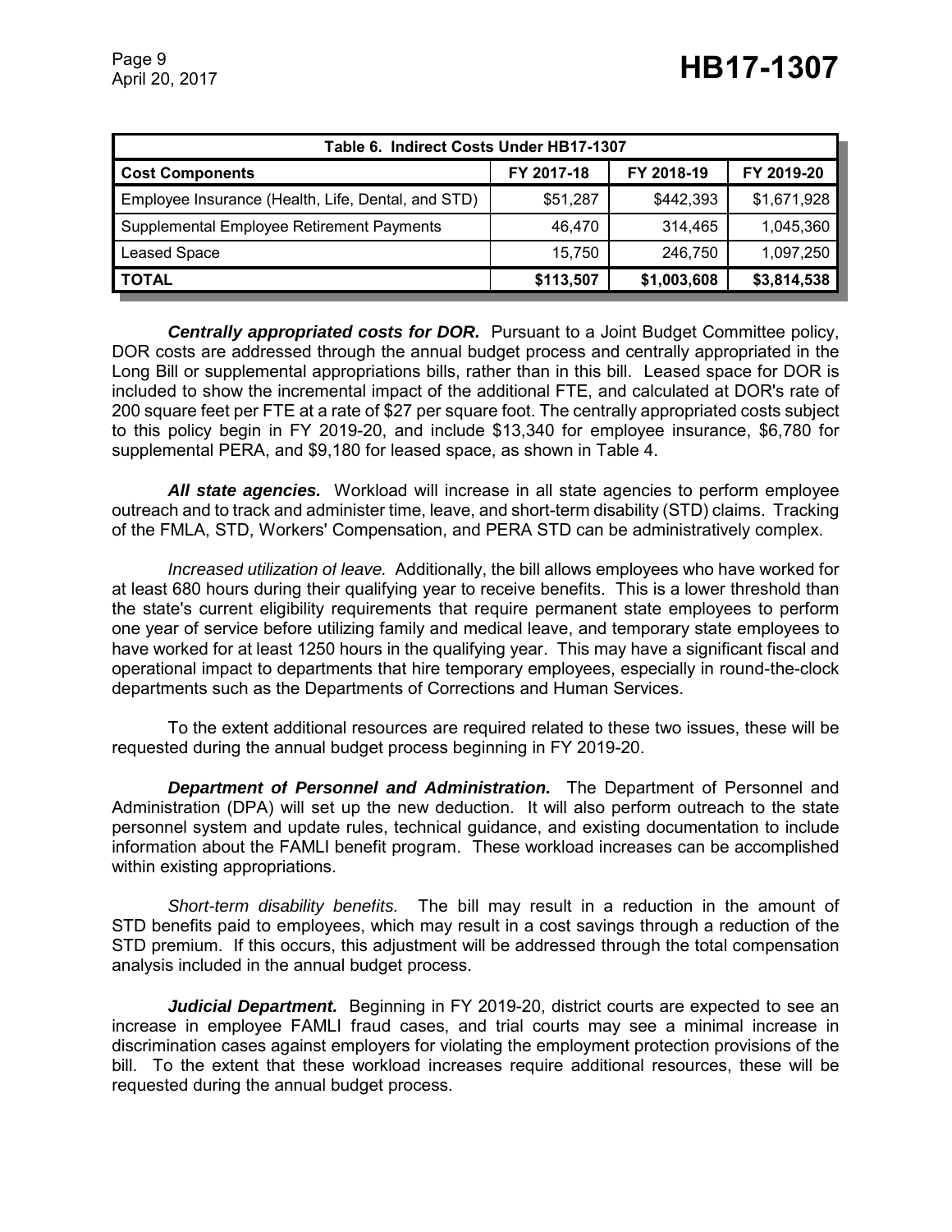| Table 6. Indirect Costs Under HB17-1307 | | | |
|---|---|---|---|
| **Cost Components** | **FY 2017-18** | **FY 2018-19** | **FY 2019-20** |
| Employee Insurance (Health, Life, Dental, and STD) | $51,287 | $442,393 | $1,671,928 |
| Supplemental Employee Retirement Payments | 46,470 | 314,465 | 1,045,360 |
| Leased Space | 15,750 | 246,750 | 1,097,250 |
| **TOTAL** | **$113,507** | **$1,003,608** | **$3,814,538** |

***Centrally appropriated costs for DOR.*** Pursuant to a Joint Budget Committee policy, DOR costs are addressed through the annual budget process and centrally appropriated in the Long Bill or supplemental appropriations bills, rather than in this bill. Leased space for DOR is included to show the incremental impact of the additional FTE, and calculated at DOR's rate of 200 square feet per FTE at a rate of $27 per square foot. The centrally appropriated costs subject to this policy begin in FY 2019-20, and include $13,340 for employee insurance, $6,780 for supplemental PERA, and $9,180 for leased space, as shown in Table 4.

***All state agencies.*** Workload will increase in all state agencies to perform employee outreach and to track and administer time, leave, and short-term disability (STD) claims. Tracking of the FMLA, STD, Workers' Compensation, and PERA STD can be administratively complex.

*Increased utilization of leave.* Additionally, the bill allows employees who have worked for at least 680 hours during their qualifying year to receive benefits. This is a lower threshold than the state's current eligibility requirements that require permanent state employees to perform one year of service before utilizing family and medical leave, and temporary state employees to have worked for at least 1250 hours in the qualifying year. This may have a significant fiscal and operational impact to departments that hire temporary employees, especially in round-the-clock departments such as the Departments of Corrections and Human Services.

To the extent additional resources are required related to these two issues, these will be requested during the annual budget process beginning in FY 2019-20.

***Department of Personnel and Administration.*** The Department of Personnel and Administration (DPA) will set up the new deduction. It will also perform outreach to the state personnel system and update rules, technical guidance, and existing documentation to include information about the FAMLI benefit program. These workload increases can be accomplished within existing appropriations.

*Short-term disability benefits.* The bill may result in a reduction in the amount of STD benefits paid to employees, which may result in a cost savings through a reduction of the STD premium. If this occurs, this adjustment will be addressed through the total compensation analysis included in the annual budget process.

***Judicial Department.*** Beginning in FY 2019-20, district courts are expected to see an increase in employee FAMLI fraud cases, and trial courts may see a minimal increase in discrimination cases against employers for violating the employment protection provisions of the bill. To the extent that these workload increases require additional resources, these will be requested during the annual budget process.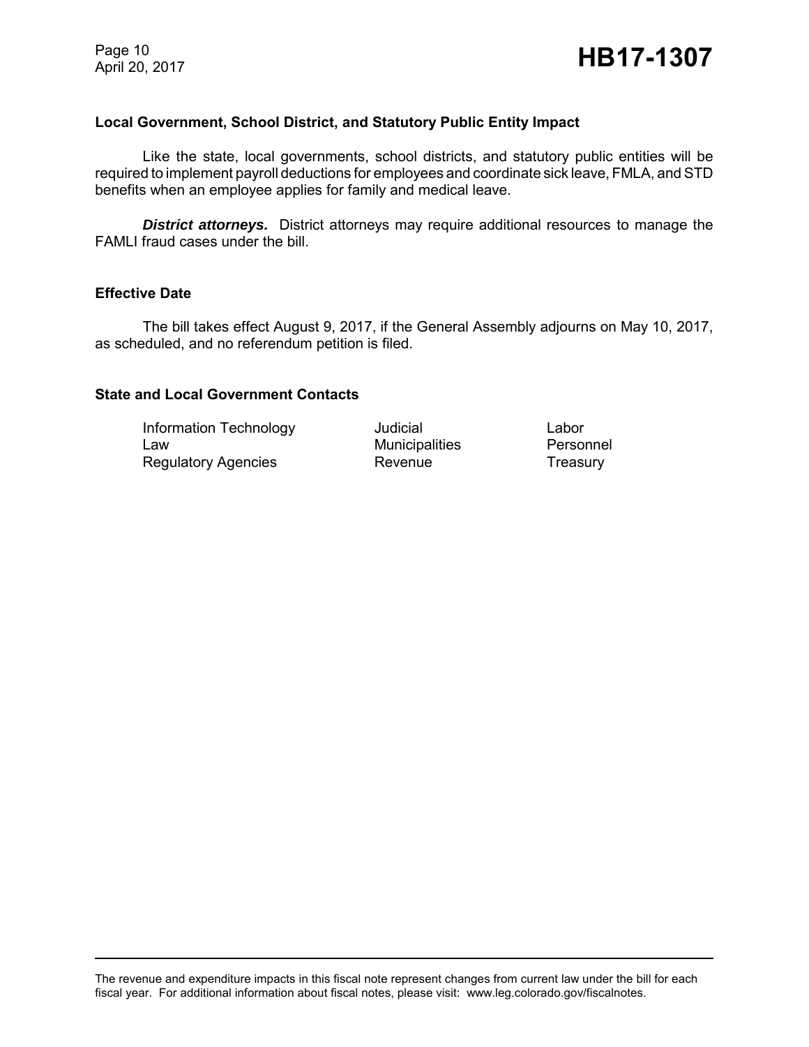### Local Government, School District, and Statutory Public Entity Impact

Like the state, local governments, school districts, and statutory public entities will be required to implement payroll deductions for employees and coordinate sick leave, FMLA, and STD benefits when an employee applies for family and medical leave.

***District attorneys.*** District attorneys may require additional resources to manage the FAMLI fraud cases under the bill.

### Effective Date

The bill takes effect August 9, 2017, if the General Assembly adjourns on May 10, 2017, as scheduled, and no referendum petition is filed.

### State and Local Government Contacts

| | | |
|---|---|---|
| Information Technology | Judicial | Labor |
| Law | Municipalities | Personnel |
| Regulatory Agencies | Revenue | Treasury |

The revenue and expenditure impacts in this fiscal note represent changes from current law under the bill for each fiscal year. For additional information about fiscal notes, please visit: www.leg.colorado.gov/fiscalnotes.